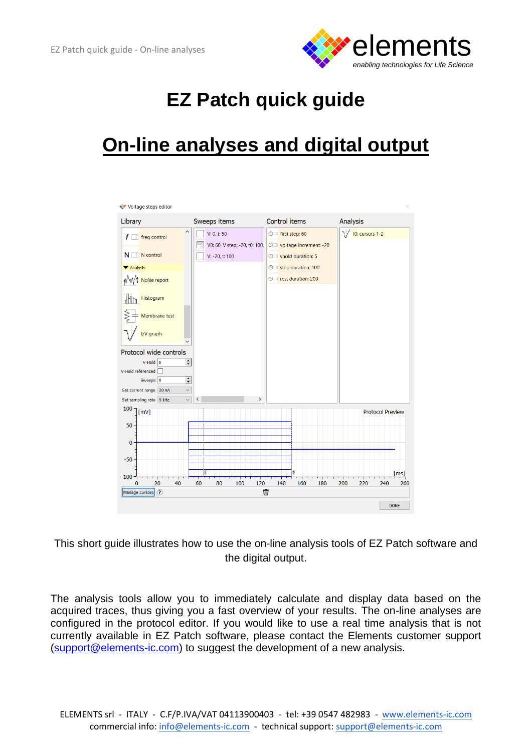# EZ Patch quick guide

## On-line analyses and digital output

This short guide illustrates how to use the on-line analysis tools of EZ Patch software and the digital output.

The analysis tools allow you to immediately calculate and display data based on the acquired traces, thus giving you a fast overview of your results. The on-line analyses are configured in the protocol editor. If you would like to use a real time analysis that is not currently available in EZ Patch software, please contact the Elements customer support (support@elements-ic.com) to suggest the development of a new analysis.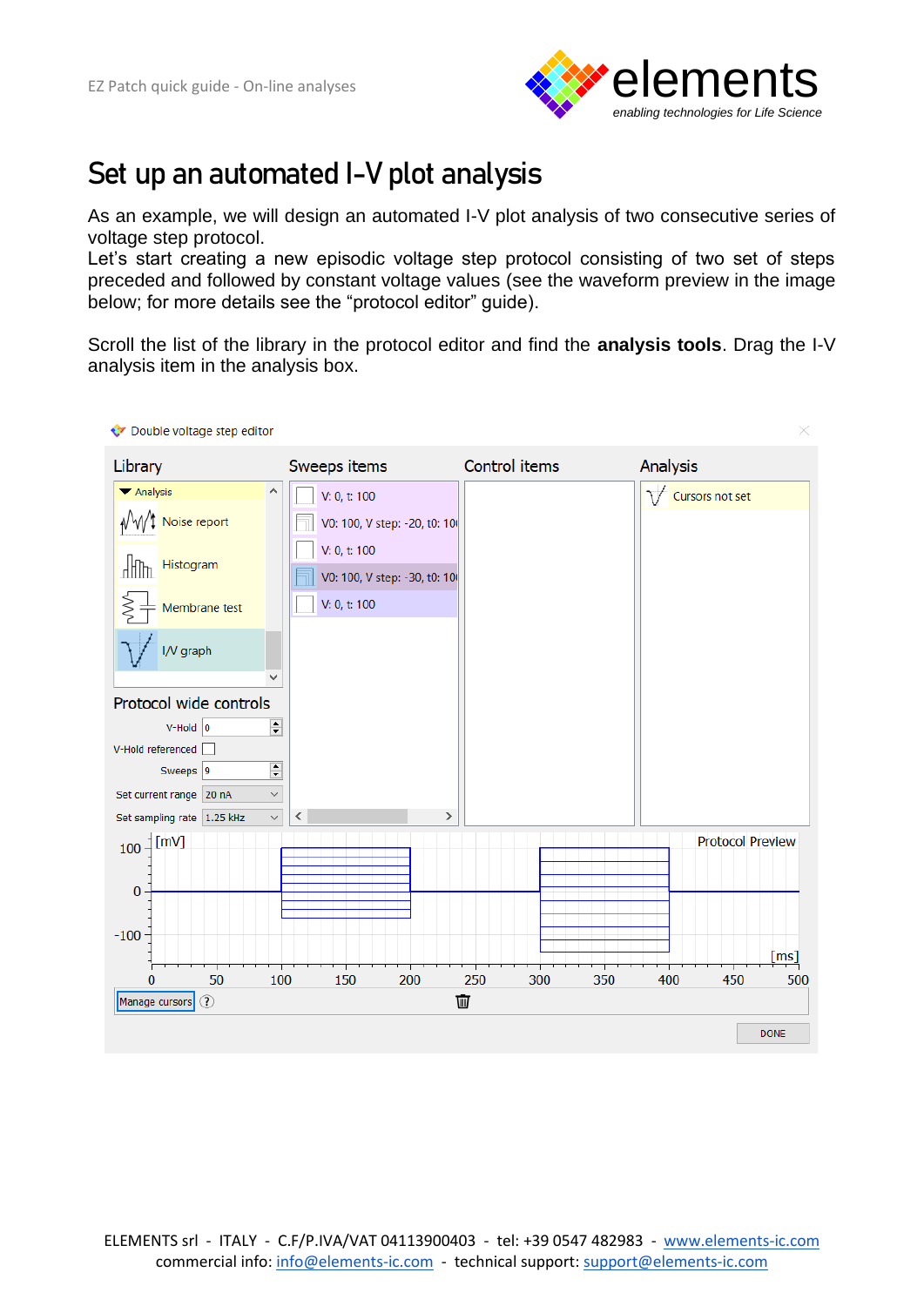# Set up an automated I-V plot analysis

As an example, we will design an automated I-V plot analysis of two consecutive series of voltage step protocol.
Let's start creating a new episodic voltage step protocol consisting of two set of steps preceded and followed by constant voltage values (see the waveform preview in the image below; for more details see the "protocol editor" guide).

Scroll the list of the library in the protocol editor and find the **analysis tools**. Drag the I-V analysis item in the analysis box.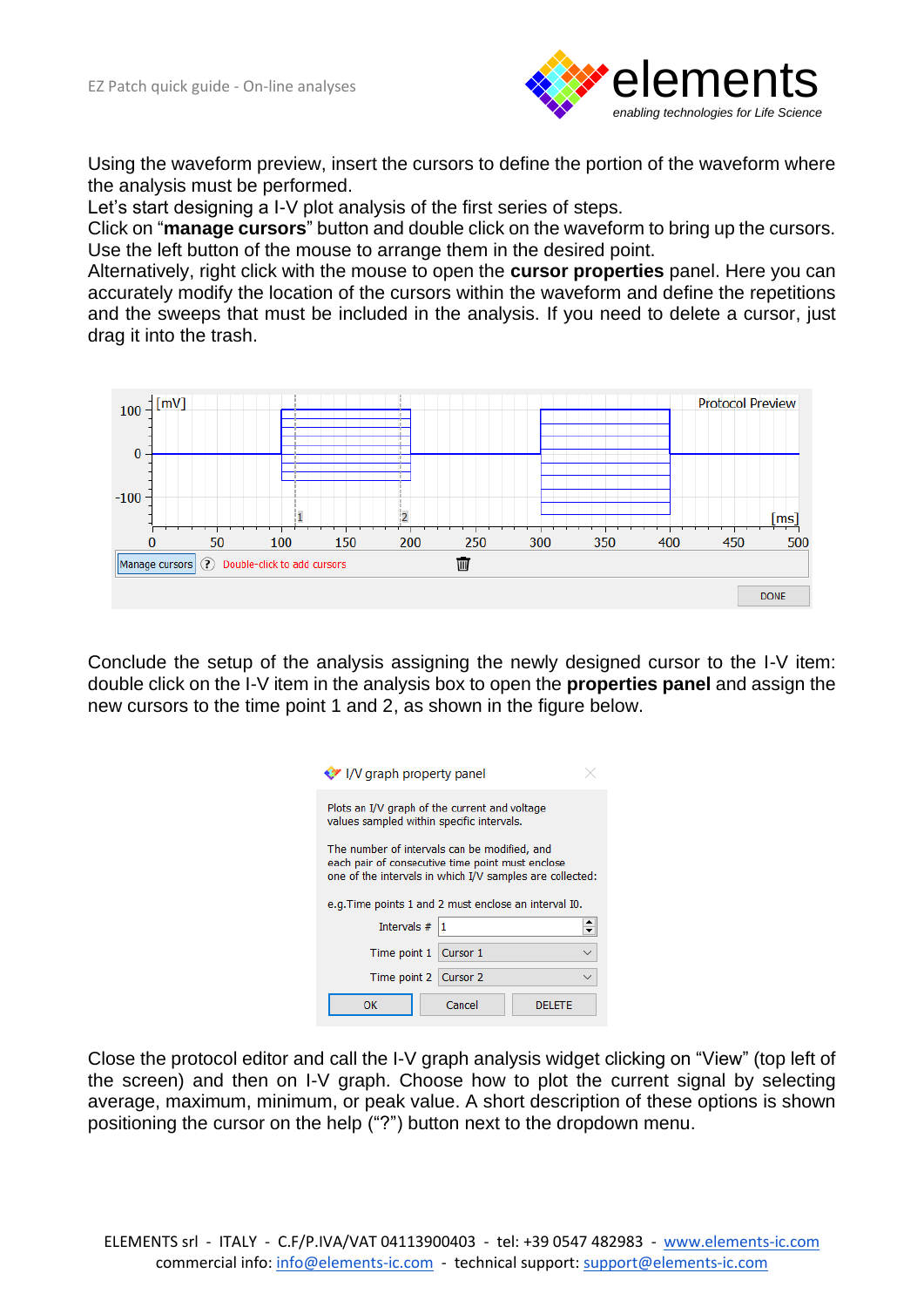Using the waveform preview, insert the cursors to define the portion of the waveform where the analysis must be performed.
Let's start designing a I-V plot analysis of the first series of steps.
Click on “**manage cursors**” button and double click on the waveform to bring up the cursors. Use the left button of the mouse to arrange them in the desired point.
Alternatively, right click with the mouse to open the **cursor properties** panel. Here you can accurately modify the location of the cursors within the waveform and define the repetitions and the sweeps that must be included in the analysis. If you need to delete a cursor, just drag it into the trash.

Conclude the setup of the analysis assigning the newly designed cursor to the I-V item: double click on the I-V item in the analysis box to open the **properties panel** and assign the new cursors to the time point 1 and 2, as shown in the figure below.

Close the protocol editor and call the I-V graph analysis widget clicking on “View” (top left of the screen) and then on I-V graph. Choose how to plot the current signal by selecting average, maximum, minimum, or peak value. A short description of these options is shown positioning the cursor on the help (“?”) button next to the dropdown menu.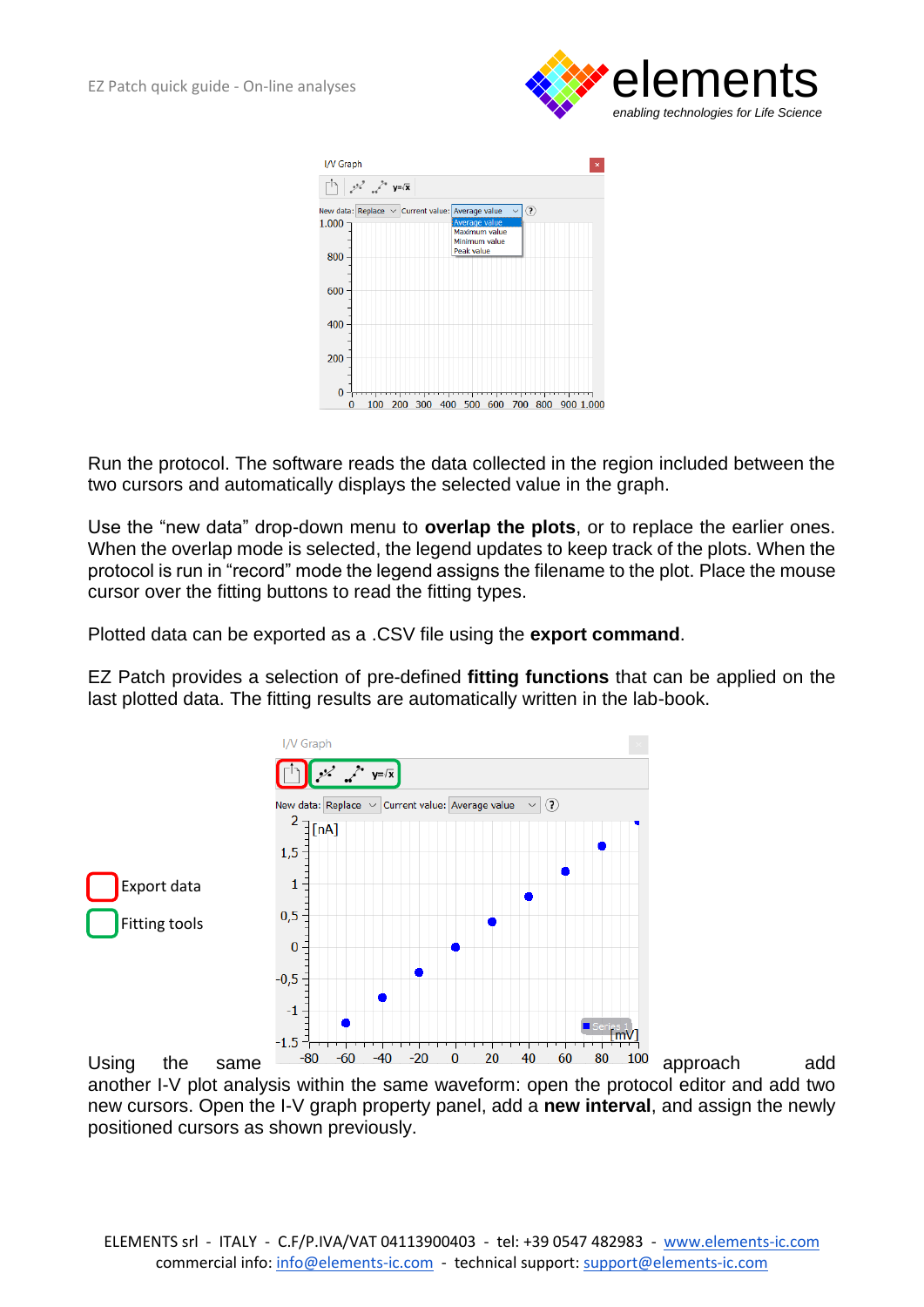Run the protocol. The software reads the data collected in the region included between the two cursors and automatically displays the selected value in the graph.

Use the “new data” drop-down menu to **overlap the plots**, or to replace the earlier ones. When the overlap mode is selected, the legend updates to keep track of the plots. When the protocol is run in “record” mode the legend assigns the filename to the plot. Place the mouse cursor over the fitting buttons to read the fitting types.

Plotted data can be exported as a .CSV file using the **export command**.

EZ Patch provides a selection of pre-defined **fitting functions** that can be applied on the last plotted data. The fitting results are automatically written in the lab-book.

Export data

Fitting tools

Using the same approach add another I-V plot analysis within the same waveform: open the protocol editor and add two new cursors. Open the I-V graph property panel, add a **new interval**, and assign the newly positioned cursors as shown previously.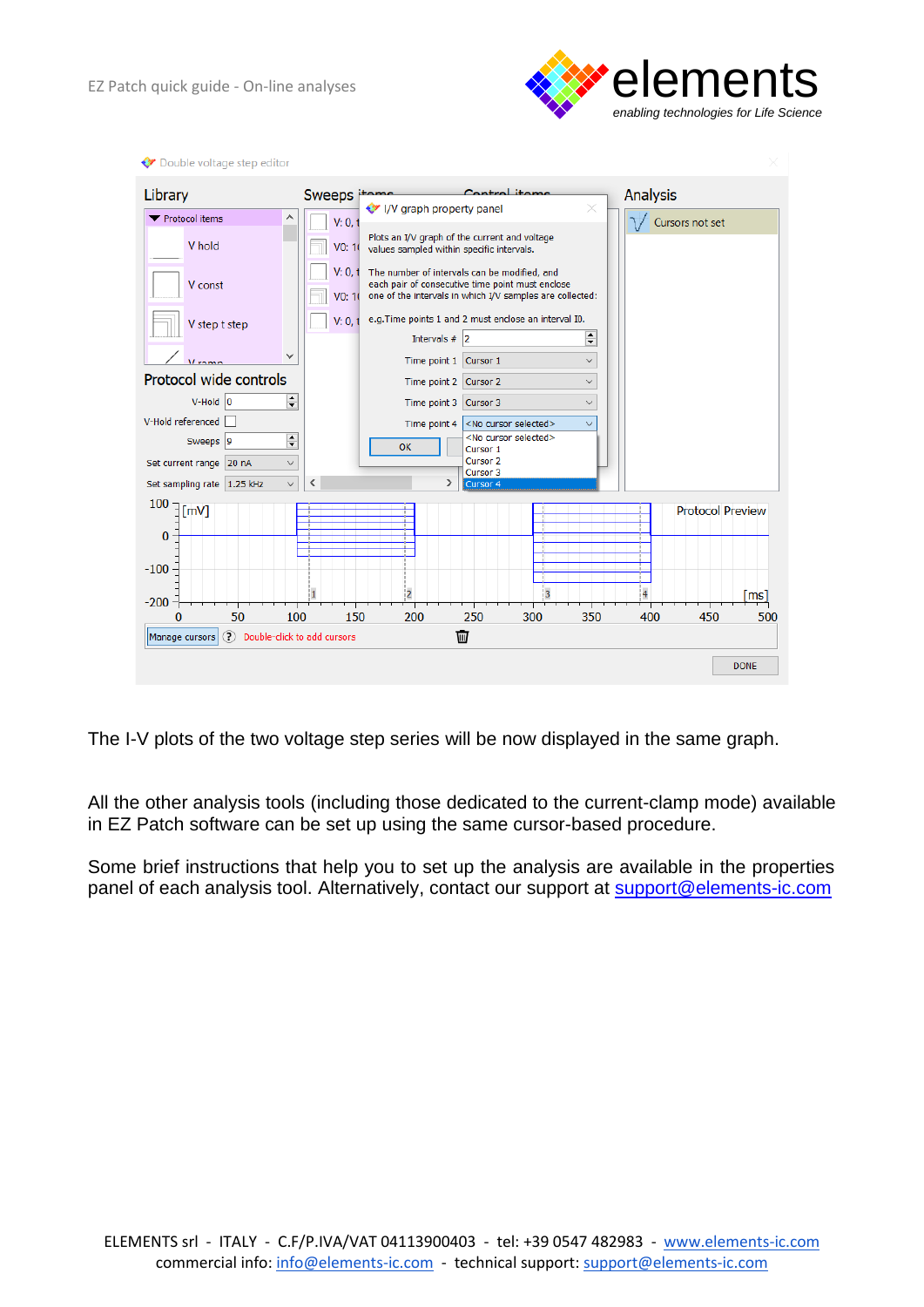Double voltage step editor

Library

Protocol items

V hold

V const

V step t step

V ramp

Sweeps items

Control items

Analysis

Cursors not set

I/V graph property panel

Plots an I/V graph of the current and voltage values sampled within specific intervals.

The number of intervals can be modified, and each pair of consecutive time point must enclose one of the intervals in which I/V samples are collected:

e.g.Time points 1 and 2 must enclose an interval ID.

Intervals # 2

Time point 1 Cursor 1

Time point 2 Cursor 2

Time point 3 Cursor 3

Time point 4 <No cursor selected>

<No cursor selected>

Cursor 1

Cursor 2

Cursor 3

Cursor 4

OK

Protocol wide controls

V-Hold 0

V-Hold referenced

Sweeps 9

Set current range 20 nA

Set sampling rate 1.25 kHz

100

[mV]

0

-100

-200

Protocol Preview

[ms]

0 50 100 150 200 250 300 350 400 450 500

Manage cursors

Double-click to add cursors

DONE

The I-V plots of the two voltage step series will be now displayed in the same graph.

All the other analysis tools (including those dedicated to the current-clamp mode) available in EZ Patch software can be set up using the same cursor-based procedure.

Some brief instructions that help you to set up the analysis are available in the properties panel of each analysis tool. Alternatively, contact our support at support@elements-ic.com